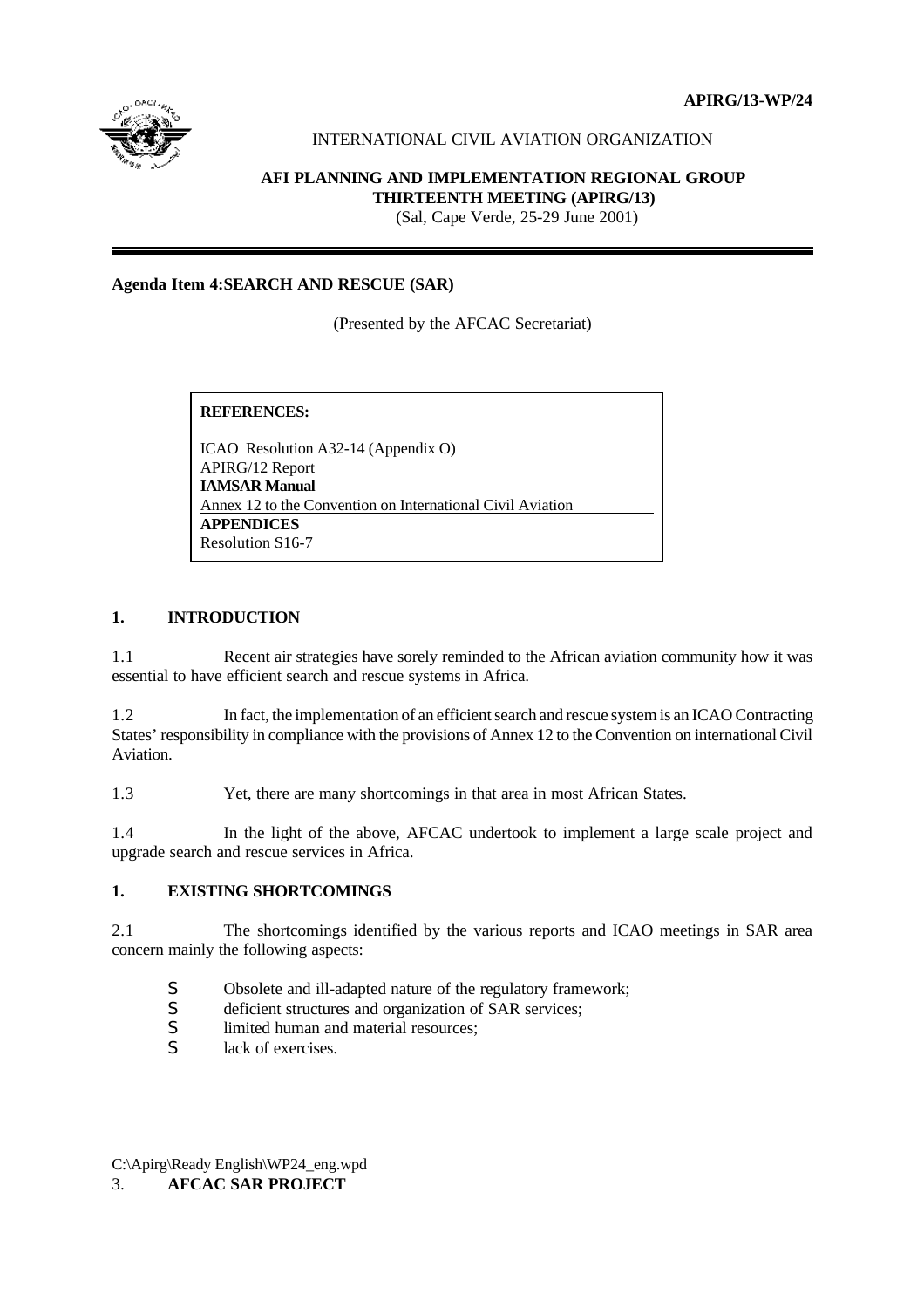**APIRG/13-WP/24**

INTERNATIONAL CIVIL AVIATION ORGANIZATION

**AFI PLANNING AND IMPLEMENTATION REGIONAL GROUP**
**THIRTEENTH MEETING (APIRG/13)**
(Sal, Cape Verde, 25-29 June 2001)

**Agenda Item 4:SEARCH AND RESCUE (SAR)**

(Presented by the AFCAC Secretariat)

**REFERENCES:**

ICAO Resolution A32-14 (Appendix O)
APIRG/12 Report
**IAMSAR Manual**
Annex 12 to the Convention on International Civil Aviation
**APPENDICES**
Resolution S16-7

## 1. INTRODUCTION

1.1 Recent air strategies have sorely reminded to the African aviation community how it was essential to have efficient search and rescue systems in Africa.

1.2 In fact, the implementation of an efficient search and rescue system is an ICAO Contracting States' responsibility in compliance with the provisions of Annex 12 to the Convention on international Civil Aviation.

1.3 Yet, there are many shortcomings in that area in most African States.

1.4 In the light of the above, AFCAC undertook to implement a large scale project and upgrade search and rescue services in Africa.

## 1. EXISTING SHORTCOMINGS

2.1 The shortcomings identified by the various reports and ICAO meetings in SAR area concern mainly the following aspects:

- Obsolete and ill-adapted nature of the regulatory framework;
- deficient structures and organization of SAR services;
- limited human and material resources;
- lack of exercises.

C:\Apirg\Ready English\WP24_eng.wpd

## 3. AFCAC SAR PROJECT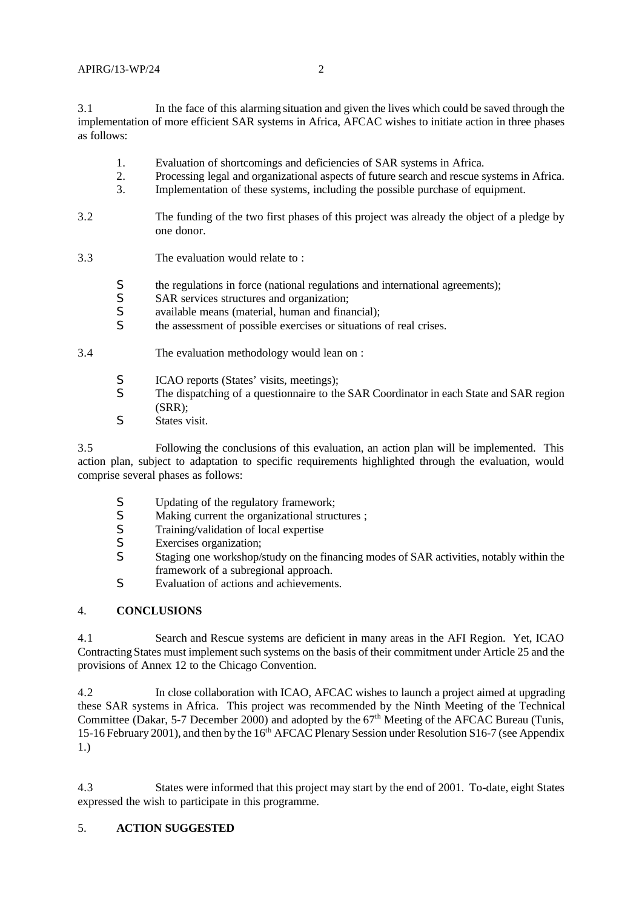3.1 In the face of this alarming situation and given the lives which could be saved through the implementation of more efficient SAR systems in Africa, AFCAC wishes to initiate action in three phases as follows:

1. Evaluation of shortcomings and deficiencies of SAR systems in Africa.
2. Processing legal and organizational aspects of future search and rescue systems in Africa.
3. Implementation of these systems, including the possible purchase of equipment.

3.2 The funding of the two first phases of this project was already the object of a pledge by one donor.

3.3 The evaluation would relate to :

- the regulations in force (national regulations and international agreements);
- SAR services structures and organization;
- available means (material, human and financial);
- the assessment of possible exercises or situations of real crises.

3.4 The evaluation methodology would lean on :

- ICAO reports (States' visits, meetings);
- The dispatching of a questionnaire to the SAR Coordinator in each State and SAR region (SRR);
- States visit.

3.5 Following the conclusions of this evaluation, an action plan will be implemented. This action plan, subject to adaptation to specific requirements highlighted through the evaluation, would comprise several phases as follows:

- Updating of the regulatory framework;
- Making current the organizational structures ;
- Training/validation of local expertise
- Exercises organization;
- Staging one workshop/study on the financing modes of SAR activities, notably within the framework of a subregional approach.
- Evaluation of actions and achievements.

## 4. CONCLUSIONS

4.1 Search and Rescue systems are deficient in many areas in the AFI Region. Yet, ICAO Contracting States must implement such systems on the basis of their commitment under Article 25 and the provisions of Annex 12 to the Chicago Convention.

4.2 In close collaboration with ICAO, AFCAC wishes to launch a project aimed at upgrading these SAR systems in Africa. This project was recommended by the Ninth Meeting of the Technical Committee (Dakar, 5-7 December 2000) and adopted by the 67th Meeting of the AFCAC Bureau (Tunis, 15-16 February 2001), and then by the 16th AFCAC Plenary Session under Resolution S16-7 (see Appendix 1.)

4.3 States were informed that this project may start by the end of 2001. To-date, eight States expressed the wish to participate in this programme.

## 5. ACTION SUGGESTED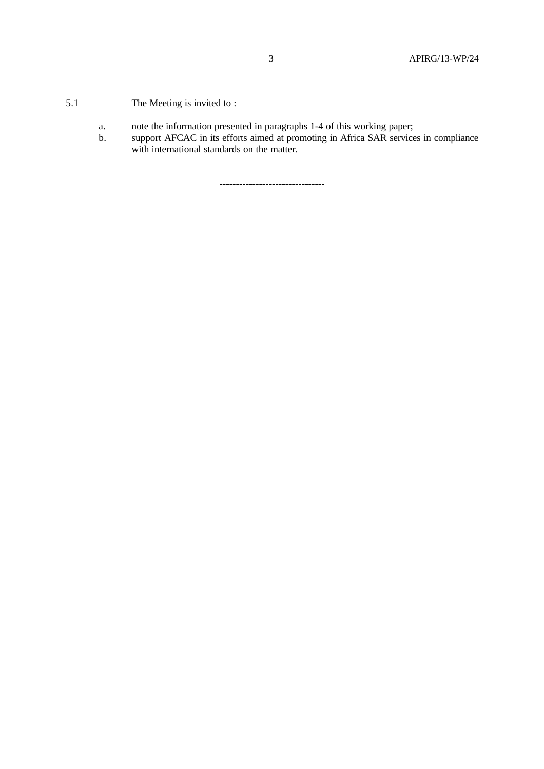5.1 The Meeting is invited to :

a. note the information presented in paragraphs 1-4 of this working paper;
b. support AFCAC in its efforts aimed at promoting in Africa SAR services in compliance with international standards on the matter.

--------------------------------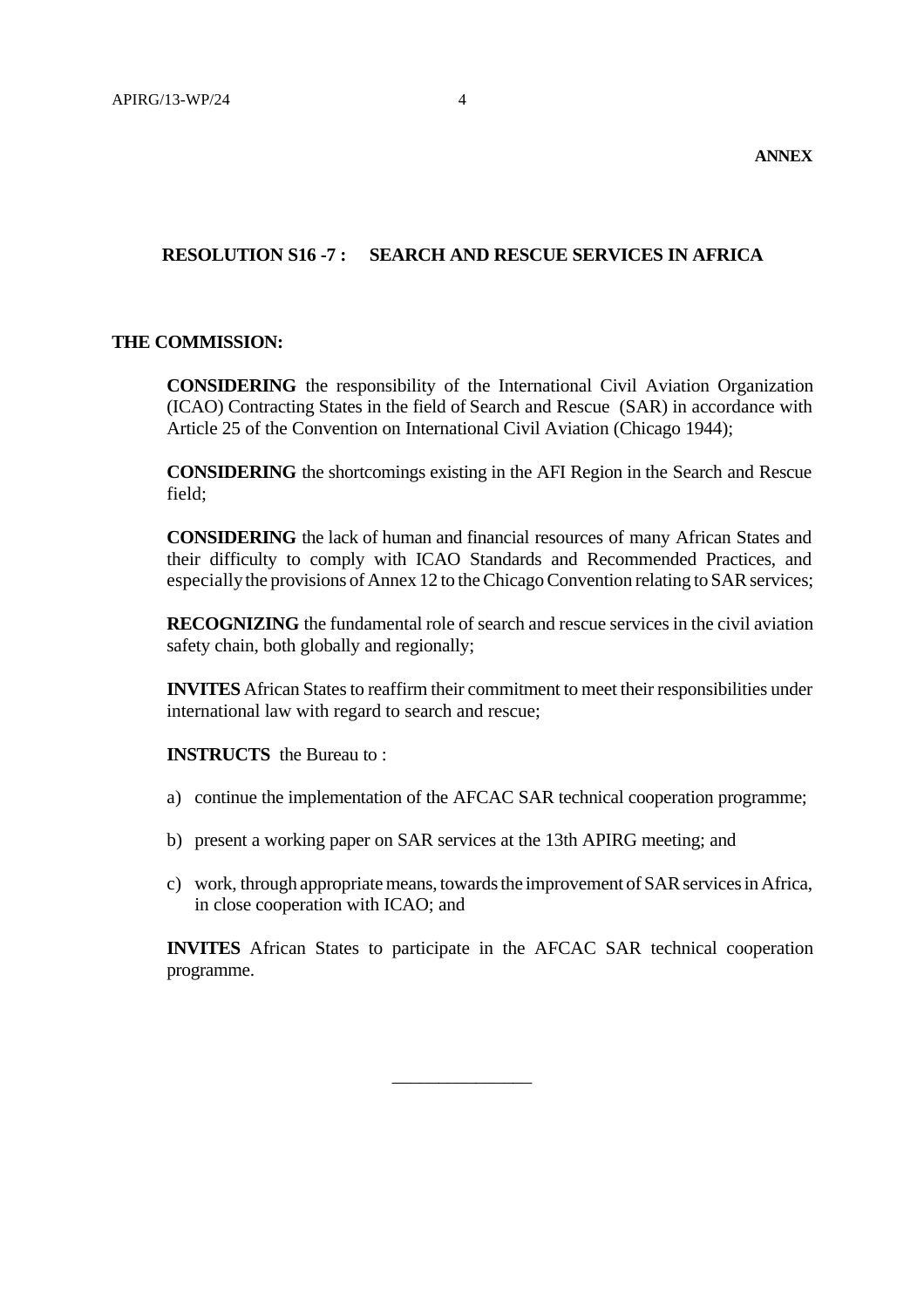**ANNEX**

## RESOLUTION S16 -7 : SEARCH AND RESCUE SERVICES IN AFRICA

**THE COMMISSION:**

**CONSIDERING** the responsibility of the International Civil Aviation Organization (ICAO) Contracting States in the field of Search and Rescue (SAR) in accordance with Article 25 of the Convention on International Civil Aviation (Chicago 1944);

**CONSIDERING** the shortcomings existing in the AFI Region in the Search and Rescue field;

**CONSIDERING** the lack of human and financial resources of many African States and their difficulty to comply with ICAO Standards and Recommended Practices, and especially the provisions of Annex 12 to the Chicago Convention relating to SAR services;

**RECOGNIZING** the fundamental role of search and rescue services in the civil aviation safety chain, both globally and regionally;

**INVITES** African States to reaffirm their commitment to meet their responsibilities under international law with regard to search and rescue;

**INSTRUCTS** the Bureau to :

a) continue the implementation of the AFCAC SAR technical cooperation programme;

b) present a working paper on SAR services at the 13th APIRG meeting; and

c) work, through appropriate means, towards the improvement of SAR services in Africa, in close cooperation with ICAO; and

**INVITES** African States to participate in the AFCAC SAR technical cooperation programme.